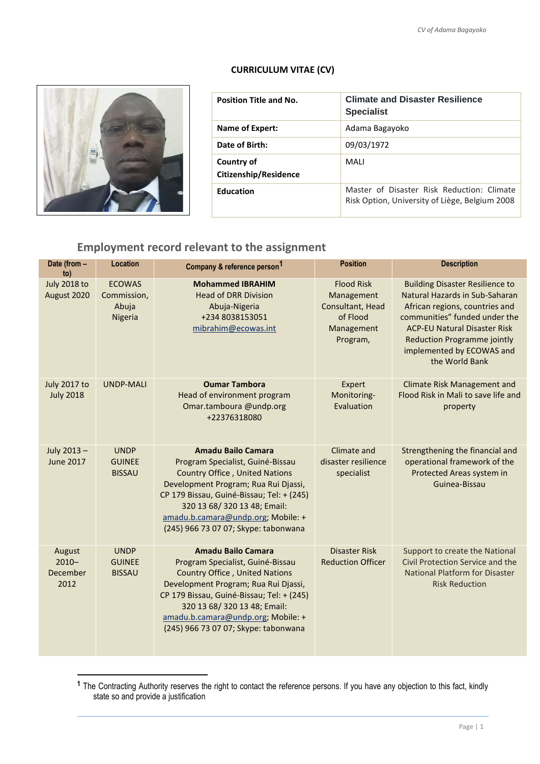**CURRICULUM VITAE (CV)**

| Position Title and No. | **Climate and Disaster Resilience Specialist** |
|---|---|
| **Name of Expert:** | Adama Bagayoko |
| **Date of Birth:** | 09/03/1972 |
| **Country of Citizenship/Residence** | MALI |
| **Education** | Master of Disaster Risk Reduction: Climate Risk Option, University of Liège, Belgium 2008 |

## Employment record relevant to the assignment

| Date (from – to) | Location | Company & reference person[1] | Position | Description |
|---|---|---|---|---|
| July 2018 to August 2020 | ECOWAS Commission, Abuja Nigeria | **Mohammed IBRAHIM** Head of DRR Division Abuja-Nigeria +234 8038153051 mibrahim@ecowas.int | Flood Risk Management Consultant, Head of Flood Management Program, | Building Disaster Resilience to Natural Hazards in Sub-Saharan African regions, countries and communities" funded under the ACP-EU Natural Disaster Risk Reduction Programme jointly implemented by ECOWAS and the World Bank |
| July 2017 to July 2018 | UNDP-MALI | **Oumar Tambora** Head of environment program Omar.tamboura @undp.org +22376318080 | Expert Monitoring-Evaluation | Climate Risk Management and Flood Risk in Mali to save life and property |
| July 2013 – June 2017 | UNDP GUINEE BISSAU | **Amadu Bailo Camara** Program Specialist, Guiné-Bissau Country Office , United Nations Development Program; Rua Rui Djassi, CP 179 Bissau, Guiné-Bissau; Tel: + (245) 320 13 68/ 320 13 48; Email: amadu.b.camara@undp.org; Mobile: + (245) 966 73 07 07; Skype: tabonwana | Climate and disaster resilience specialist | Strengthening the financial and operational framework of the Protected Areas system in Guinea-Bissau |
| August 2010– December 2012 | UNDP GUINEE BISSAU | **Amadu Bailo Camara** Program Specialist, Guiné-Bissau Country Office , United Nations Development Program; Rua Rui Djassi, CP 179 Bissau, Guiné-Bissau; Tel: + (245) 320 13 68/ 320 13 48; Email: amadu.b.camara@undp.org; Mobile: + (245) 966 73 07 07; Skype: tabonwana | Disaster Risk Reduction Officer | Support to create the National Civil Protection Service and the National Platform for Disaster Risk Reduction |

[1] The Contracting Authority reserves the right to contact the reference persons. If you have any objection to this fact, kindly state so and provide a justification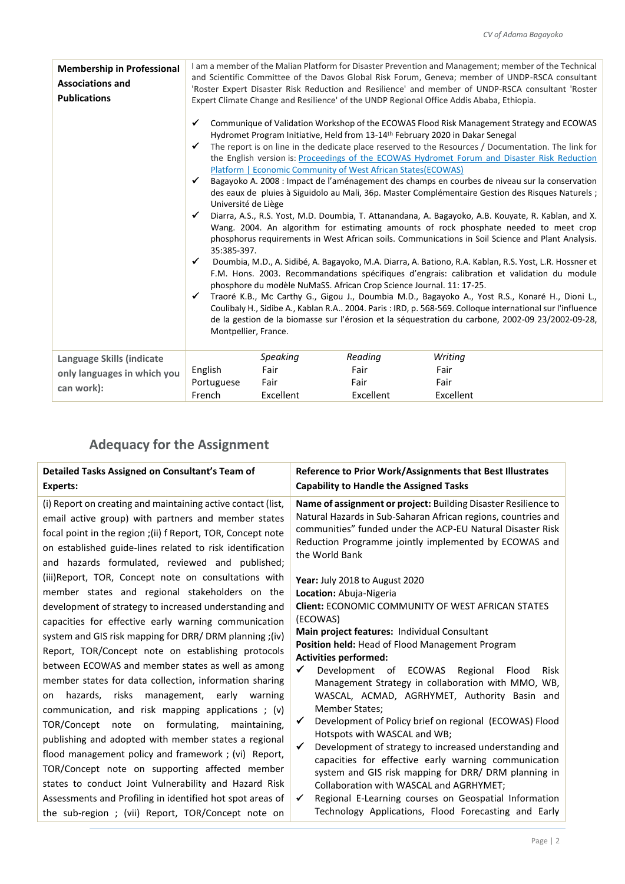| **Membership in Professional Associations and Publications** | I am a member of the Malian Platform for Disaster Prevention and Management; member of the Technical and Scientific Committee of the Davos Global Risk Forum, Geneva; member of UNDP-RSCA consultant 'Roster Expert Disaster Risk Reduction and Resilience' and member of UNDP-RSCA consultant 'Roster Expert Climate Change and Resilience' of the UNDP Regional Office Addis Ababa, Ethiopia.<br><br>✔ Communique of Validation Workshop of the ECOWAS Flood Risk Management Strategy and ECOWAS Hydromet Program Initiative, Held from 13-14th February 2020 in Dakar Senegal<br>✔ The report is on line in the dedicate place reserved to the Resources / Documentation. The link for the English version is: [Proceedings of the ECOWAS Hydromet Forum and Disaster Risk Reduction Platform \| Economic Community of West African States(ECOWAS)]<br>✔ Bagayoko A. 2008 : Impact de l'aménagement des champs en courbes de niveau sur la conservation des eaux de pluies à Siguidolo au Mali, 36p. Master Complémentaire Gestion des Risques Naturels ; Université de Liège<br>✔ Diarra, A.S., R.S. Yost, M.D. Doumbia, T. Attanandana, A. Bagayoko, A.B. Kouyate, R. Kablan, and X. Wang. 2004. An algorithm for estimating amounts of rock phosphate needed to meet crop phosphorus requirements in West African soils. Communications in Soil Science and Plant Analysis. 35:385-397.<br>✔ Doumbia, M.D., A. Sidibé, A. Bagayoko, M.A. Diarra, A. Bationo, R.A. Kablan, R.S. Yost, L.R. Hossner et F.M. Hons. 2003. Recommandations spécifiques d'engrais: calibration et validation du module phosphore du modèle NuMaSS. African Crop Science Journal. 11: 17-25.<br>✔ Traoré K.B., Mc Carthy G., Gigou J., Doumbia M.D., Bagayoko A., Yost R.S., Konaré H., Dioni L., Coulibaly H., Sidibe A., Kablan R.A.. 2004. Paris : IRD, p. 568-569. Colloque international sur l'influence de la gestion de la biomasse sur l'érosion et la séquestration du carbone, 2002-09 23/2002-09-28, Montpellier, France. |
|---|---|

| Language Skills (indicate only languages in which you can work): | | *Speaking* | *Reading* | *Writing* |
|---|---|---|---|---|
| | English | Fair | Fair | Fair |
| | Portuguese | Fair | Fair | Fair |
| | French | Excellent | Excellent | Excellent |

## Adequacy for the Assignment

| **Detailed Tasks Assigned on Consultant's Team of Experts:** | **Reference to Prior Work/Assignments that Best Illustrates Capability to Handle the Assigned Tasks** |
|---|---|
| (i) Report on creating and maintaining active contact (list, email active group) with partners and member states focal point in the region ;(ii) f Report, TOR, Concept note on established guide-lines related to risk identification and hazards formulated, reviewed and published; (iii)Report, TOR, Concept note on consultations with member states and regional stakeholders on the development of strategy to increased understanding and capacities for effective early warning communication system and GIS risk mapping for DRR/ DRM planning ;(iv) Report, TOR/Concept note on establishing protocols between ECOWAS and member states as well as among member states for data collection, information sharing on hazards, risks management, early warning communication, and risk mapping applications ; (v) TOR/Concept note on formulating, maintaining, publishing and adopted with member states a regional flood management policy and framework ; (vi) Report, TOR/Concept note on supporting affected member states to conduct Joint Vulnerability and Hazard Risk Assessments and Profiling in identified hot spot areas of the sub-region ; (vii) Report, TOR/Concept note on | **Name of assignment or project:** Building Disaster Resilience to Natural Hazards in Sub-Saharan African regions, countries and communities" funded under the ACP-EU Natural Disaster Risk Reduction Programme jointly implemented by ECOWAS and the World Bank<br><br>**Year:** July 2018 to August 2020<br>**Location:** Abuja-Nigeria<br>**Client:** ECONOMIC COMMUNITY OF WEST AFRICAN STATES (ECOWAS)<br>**Main project features:** Individual Consultant<br>**Position held:** Head of Flood Management Program<br>**Activities performed:**<br>✔ Development of ECOWAS Regional Flood Risk Management Strategy in collaboration with MMO, WB, WASCAL, ACMAD, AGRHYMET, Authority Basin and Member States;<br>✔ Development of Policy brief on regional (ECOWAS) Flood Hotspots with WASCAL and WB;<br>✔ Development of strategy to increased understanding and capacities for effective early warning communication system and GIS risk mapping for DRR/ DRM planning in Collaboration with WASCAL and AGRHYMET;<br>✔ Regional E-Learning courses on Geospatial Information Technology Applications, Flood Forecasting and Early |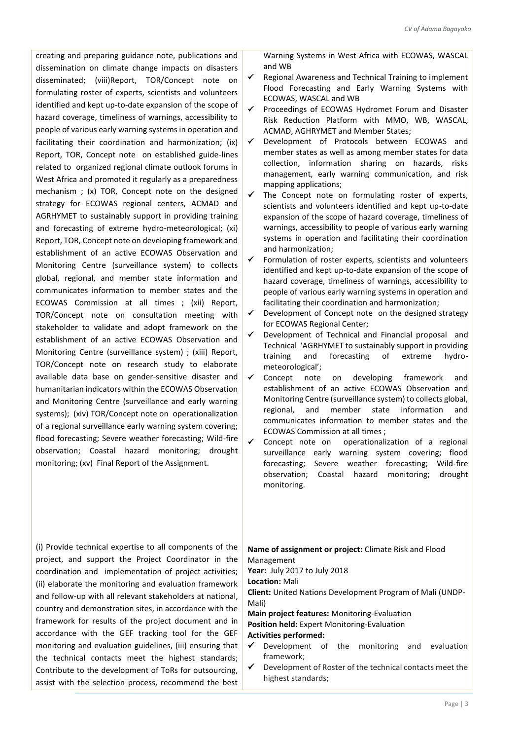| | |
|---|---|
| creating and preparing guidance note, publications and dissemination on climate change impacts on disasters disseminated; (viii)Report, TOR/Concept note on formulating roster of experts, scientists and volunteers identified and kept up-to-date expansion of the scope of hazard coverage, timeliness of warnings, accessibility to people of various early warning systems in operation and facilitating their coordination and harmonization; (ix) Report, TOR, Concept note on established guide-lines related to organized regional climate outlook forums in West Africa and promoted it regularly as a preparedness mechanism ; (x) TOR, Concept note on the designed strategy for ECOWAS regional centers, ACMAD and AGRHYMET to sustainably support in providing training and forecasting of extreme hydro-meteorological; (xi) Report, TOR, Concept note on developing framework and establishment of an active ECOWAS Observation and Monitoring Centre (surveillance system) to collects global, regional, and member state information and communicates information to member states and the ECOWAS Commission at all times ; (xii) Report, TOR/Concept note on consultation meeting with stakeholder to validate and adopt framework on the establishment of an active ECOWAS Observation and Monitoring Centre (surveillance system) ; (xiii) Report, TOR/Concept note on research study to elaborate available data base on gender-sensitive disaster and humanitarian indicators within the ECOWAS Observation and Monitoring Centre (surveillance and early warning systems); (xiv) TOR/Concept note on operationalization of a regional surveillance early warning system covering; flood forecasting; Severe weather forecasting; Wild-fire observation; Coastal hazard monitoring; drought monitoring; (xv) Final Report of the Assignment. | Warning Systems in West Africa with ECOWAS, WASCAL and WB<br>✓ Regional Awareness and Technical Training to implement Flood Forecasting and Early Warning Systems with ECOWAS, WASCAL and WB<br>✓ Proceedings of ECOWAS Hydromet Forum and Disaster Risk Reduction Platform with MMO, WB, WASCAL, ACMAD, AGHRYMET and Member States;<br>✓ Development of Protocols between ECOWAS and member states as well as among member states for data collection, information sharing on hazards, risks management, early warning communication, and risk mapping applications;<br>✓ The Concept note on formulating roster of experts, scientists and volunteers identified and kept up-to-date expansion of the scope of hazard coverage, timeliness of warnings, accessibility to people of various early warning systems in operation and facilitating their coordination and harmonization;<br>✓ Formulation of roster experts, scientists and volunteers identified and kept up-to-date expansion of the scope of hazard coverage, timeliness of warnings, accessibility to people of various early warning systems in operation and facilitating their coordination and harmonization;<br>✓ Development of Concept note on the designed strategy for ECOWAS Regional Center;<br>✓ Development of Technical and Financial proposal and Technical 'AGRHYMET to sustainably support in providing training and forecasting of extreme hydro-meteorological';<br>✓ Concept note on developing framework and establishment of an active ECOWAS Observation and Monitoring Centre (surveillance system) to collects global, regional, and member state information and communicates information to member states and the ECOWAS Commission at all times ;<br>✓ Concept note on operationalization of a regional surveillance early warning system covering; flood forecasting; Severe weather forecasting; Wild-fire observation; Coastal hazard monitoring; drought monitoring. |
| (i) Provide technical expertise to all components of the project, and support the Project Coordinator in the coordination and implementation of project activities; (ii) elaborate the monitoring and evaluation framework and follow-up with all relevant stakeholders at national, country and demonstration sites, in accordance with the framework for results of the project document and in accordance with the GEF tracking tool for the GEF monitoring and evaluation guidelines, (iii) ensuring that the technical contacts meet the highest standards; Contribute to the development of ToRs for outsourcing, assist with the selection process, recommend the best | **Name of assignment or project:** Climate Risk and Flood Management<br>**Year:** July 2017 to July 2018<br>**Location:** Mali<br>**Client:** United Nations Development Program of Mali (UNDP-Mali)<br>**Main project features:** Monitoring-Evaluation<br>**Position held:** Expert Monitoring-Evaluation<br>**Activities performed:**<br>✓ Development of the monitoring and evaluation framework;<br>✓ Development of Roster of the technical contacts meet the highest standards; |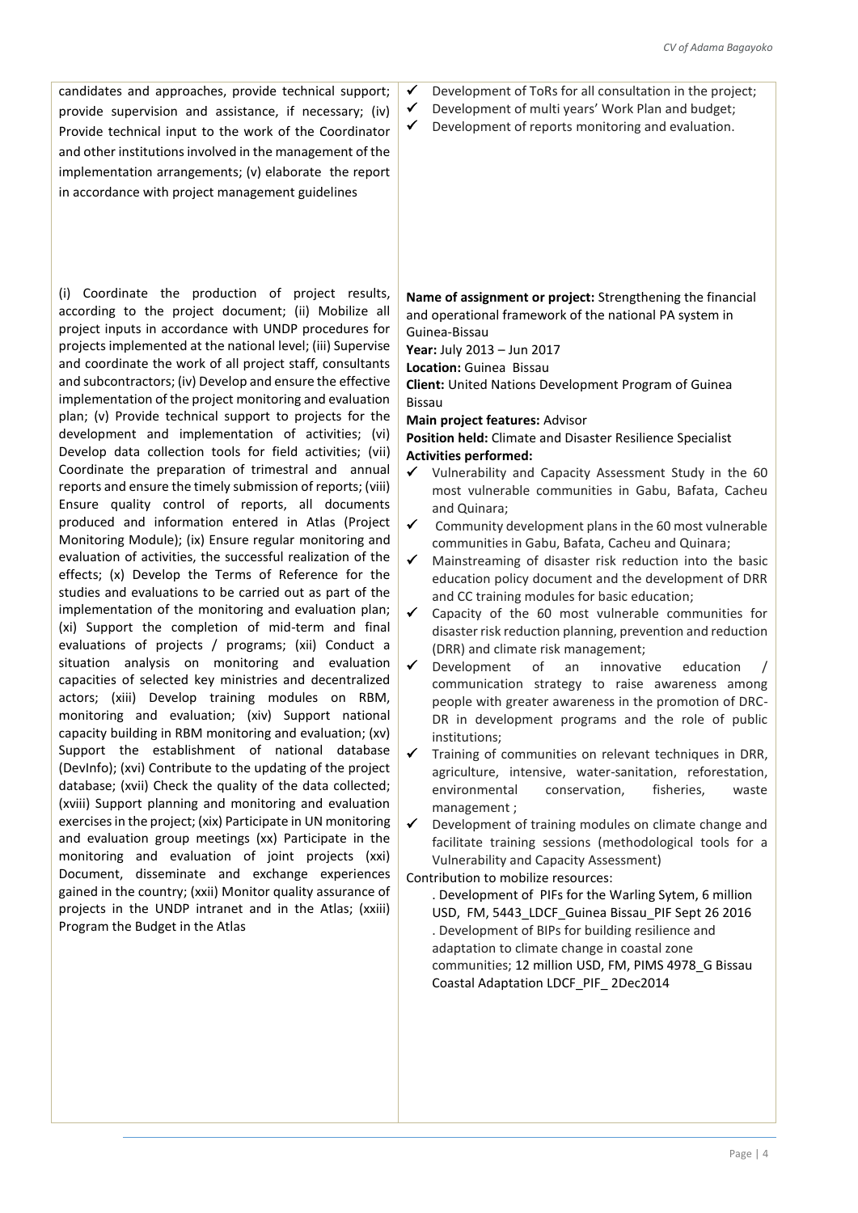| | |
|---|---|
| candidates and approaches, provide technical support; provide supervision and assistance, if necessary; (iv) Provide technical input to the work of the Coordinator and other institutions involved in the management of the implementation arrangements; (v) elaborate the report in accordance with project management guidelines | ✓ Development of ToRs for all consultation in the project;<br>✓ Development of multi years' Work Plan and budget;<br>✓ Development of reports monitoring and evaluation. |
| (i) Coordinate the production of project results, according to the project document; (ii) Mobilize all project inputs in accordance with UNDP procedures for projects implemented at the national level; (iii) Supervise and coordinate the work of all project staff, consultants and subcontractors; (iv) Develop and ensure the effective implementation of the project monitoring and evaluation plan; (v) Provide technical support to projects for the development and implementation of activities; (vi) Develop data collection tools for field activities; (vii) Coordinate the preparation of trimestral and annual reports and ensure the timely submission of reports; (viii) Ensure quality control of reports, all documents produced and information entered in Atlas (Project Monitoring Module); (ix) Ensure regular monitoring and evaluation of activities, the successful realization of the effects; (x) Develop the Terms of Reference for the studies and evaluations to be carried out as part of the implementation of the monitoring and evaluation plan; (xi) Support the completion of mid-term and final evaluations of projects / programs; (xii) Conduct a situation analysis on monitoring and evaluation capacities of selected key ministries and decentralized actors; (xiii) Develop training modules on RBM, monitoring and evaluation; (xiv) Support national capacity building in RBM monitoring and evaluation; (xv) Support the establishment of national database (DevInfo); (xvi) Contribute to the updating of the project database; (xvii) Check the quality of the data collected; (xviii) Support planning and monitoring and evaluation exercises in the project; (xix) Participate in UN monitoring and evaluation group meetings (xx) Participate in the monitoring and evaluation of joint projects (xxi) Document, disseminate and exchange experiences gained in the country; (xxii) Monitor quality assurance of projects in the UNDP intranet and in the Atlas; (xxiii) Program the Budget in the Atlas | **Name of assignment or project:** Strengthening the financial and operational framework of the national PA system in Guinea-Bissau<br>**Year:** July 2013 – Jun 2017<br>**Location:** Guinea Bissau<br>**Client:** United Nations Development Program of Guinea Bissau<br>**Main project features:** Advisor<br>**Position held:** Climate and Disaster Resilience Specialist<br>**Activities performed:**<br>✓ Vulnerability and Capacity Assessment Study in the 60 most vulnerable communities in Gabu, Bafata, Cacheu and Quinara;<br>✓ Community development plans in the 60 most vulnerable communities in Gabu, Bafata, Cacheu and Quinara;<br>✓ Mainstreaming of disaster risk reduction into the basic education policy document and the development of DRR and CC training modules for basic education;<br>✓ Capacity of the 60 most vulnerable communities for disaster risk reduction planning, prevention and reduction (DRR) and climate risk management;<br>✓ Development of an innovative education / communication strategy to raise awareness among people with greater awareness in the promotion of DRC-DR in development programs and the role of public institutions;<br>✓ Training of communities on relevant techniques in DRR, agriculture, intensive, water-sanitation, reforestation, environmental conservation, fisheries, waste management ;<br>✓ Development of training modules on climate change and facilitate training sessions (methodological tools for a Vulnerability and Capacity Assessment)<br>Contribution to mobilize resources:<br>. Development of PIFs for the Warling Sytem, 6 million USD, FM, 5443_LDCF_Guinea Bissau_PIF Sept 26 2016<br>. Development of BIPs for building resilience and adaptation to climate change in coastal zone communities; 12 million USD, FM, PIMS 4978_G Bissau Coastal Adaptation LDCF_PIF_ 2Dec2014 |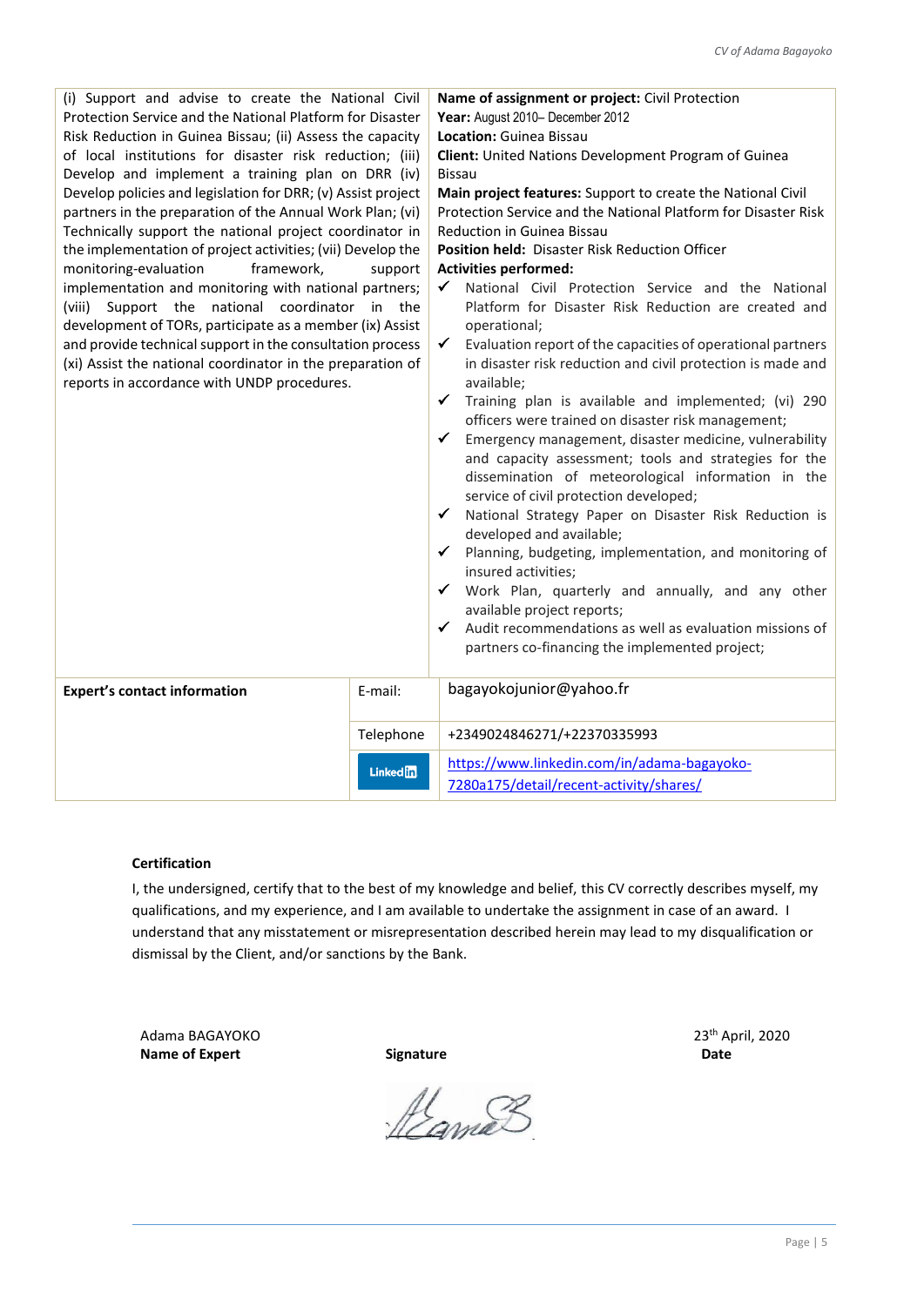| | |
|---|---|
| (i) Support and advise to create the National Civil Protection Service and the National Platform for Disaster Risk Reduction in Guinea Bissau; (ii) Assess the capacity of local institutions for disaster risk reduction; (iii) Develop and implement a training plan on DRR (iv) Develop policies and legislation for DRR; (v) Assist project partners in the preparation of the Annual Work Plan; (vi) Technically support the national project coordinator in the implementation of project activities; (vii) Develop the monitoring-evaluation framework, support implementation and monitoring with national partners; (viii) Support the national coordinator in the development of TORs, participate as a member (ix) Assist and provide technical support in the consultation process (xi) Assist the national coordinator in the preparation of reports in accordance with UNDP procedures. | **Name of assignment or project:** Civil Protection<br>**Year:** August 2010– December 2012<br>**Location:** Guinea Bissau<br>**Client:** United Nations Development Program of Guinea Bissau<br>**Main project features:** Support to create the National Civil Protection Service and the National Platform for Disaster Risk Reduction in Guinea Bissau<br>**Position held:** Disaster Risk Reduction Officer<br>**Activities performed:**<br>✓ National Civil Protection Service and the National Platform for Disaster Risk Reduction are created and operational;<br>✓ Evaluation report of the capacities of operational partners in disaster risk reduction and civil protection is made and available;<br>✓ Training plan is available and implemented; (vi) 290 officers were trained on disaster risk management;<br>✓ Emergency management, disaster medicine, vulnerability and capacity assessment; tools and strategies for the dissemination of meteorological information in the service of civil protection developed;<br>✓ National Strategy Paper on Disaster Risk Reduction is developed and available;<br>✓ Planning, budgeting, implementation, and monitoring of insured activities;<br>✓ Work Plan, quarterly and annually, and any other available project reports;<br>✓ Audit recommendations as well as evaluation missions of partners co-financing the implemented project; |

| | | |
|---|---|---|
| **Expert's contact information** | E-mail: | bagayokojunior@yahoo.fr |
| | Telephone | +2349024846271/+22370335993 |
| | LinkedIn | https://www.linkedin.com/in/adama-bagayoko-7280a175/detail/recent-activity/shares/ |

**Certification**

I, the undersigned, certify that to the best of my knowledge and belief, this CV correctly describes myself, my qualifications, and my experience, and I am available to undertake the assignment in case of an award. I understand that any misstatement or misrepresentation described herein may lead to my disqualification or dismissal by the Client, and/or sanctions by the Bank.

| | | |
|---|---|---|
| Adama BAGAYOKO | | 23th April, 2020 |
| **Name of Expert** | **Signature** | **Date** |